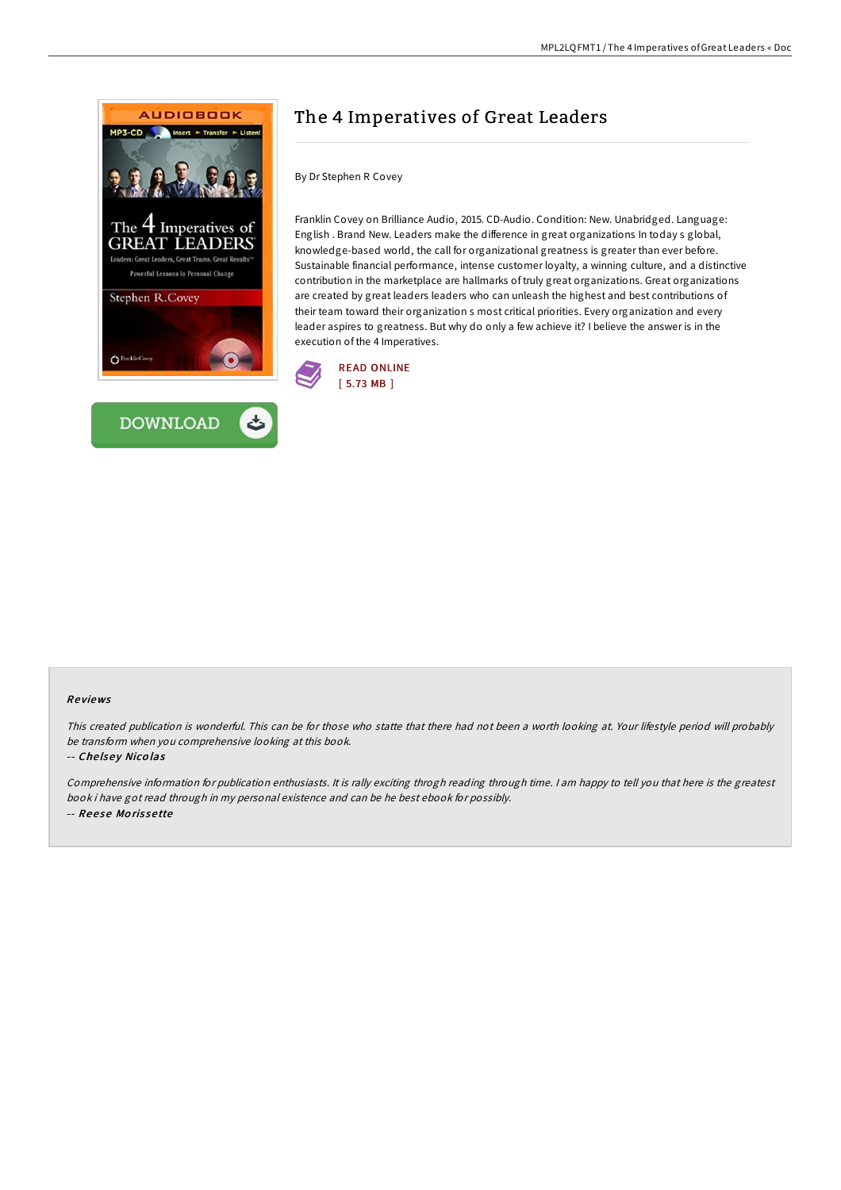# The 4 Imperatives of Great Leaders

By Dr Stephen R Covey

Franklin Covey on Brilliance Audio, 2015. CD-Audio. Condition: New. Unabridged. Language: English . Brand New. Leaders make the difference in great organizations In today s global, knowledge-based world, the call for organizational greatness is greater than ever before. Sustainable financial performance, intense customer loyalty, a winning culture, and a distinctive contribution in the marketplace are hallmarks of truly great organizations. Great organizations are created by great leaders leaders who can unleash the highest and best contributions of their team toward their organization s most critical priorities. Every organization and every leader aspires to greatness. But why do only a few achieve it? I believe the answer is in the execution of the 4 Imperatives.

READ ONLINE
[ 5.73 MB ]

DOWNLOAD

### Reviews

*This created publication is wonderful. This can be for those who statte that there had not been a worth looking at. Your lifestyle period will probably be transform when you comprehensive looking at this book.*

-- ***Chelsey Nicolas***

*Comprehensive information for publication enthusiasts. It is rally exciting throgh reading through time. I am happy to tell you that here is the greatest book i have got read through in my personal existence and can be he best ebook for possibly.*

-- ***Reese Morissette***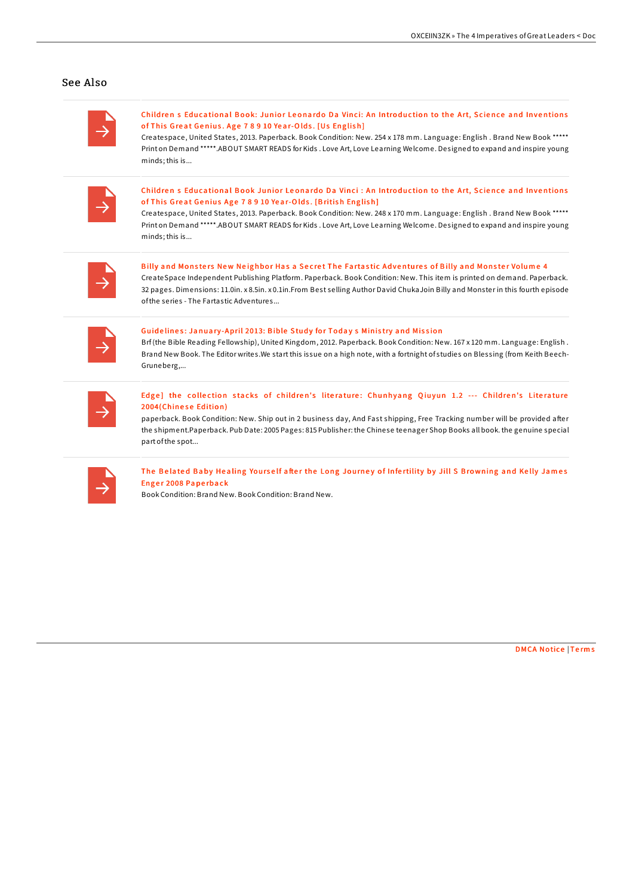## See Also

**Children s Educational Book: Junior Leonardo Da Vinci: An Introduction to the Art, Science and Inventions of This Great Genius. Age 7 8 9 10 Year-Olds. [Us English]**

Createspace, United States, 2013. Paperback. Book Condition: New. 254 x 178 mm. Language: English . Brand New Book ***** Print on Demand *****.ABOUT SMART READS for Kids . Love Art, Love Learning Welcome. Designed to expand and inspire young minds; this is...

**Children s Educational Book Junior Leonardo Da Vinci : An Introduction to the Art, Science and Inventions of This Great Genius Age 7 8 9 10 Year-Olds. [British English]**

Createspace, United States, 2013. Paperback. Book Condition: New. 248 x 170 mm. Language: English . Brand New Book ***** Print on Demand *****.ABOUT SMART READS for Kids . Love Art, Love Learning Welcome. Designed to expand and inspire young minds; this is...

**Billy and Monsters New Neighbor Has a Secret The Fartastic Adventures of Billy and Monster Volume 4**

CreateSpace Independent Publishing Platform. Paperback. Book Condition: New. This item is printed on demand. Paperback. 32 pages. Dimensions: 11.0in. x 8.5in. x 0.1in.From Best selling Author David ChukaJoin Billy and Monster in this fourth episode of the series - The Fartastic Adventures...

**Guidelines: January-April 2013: Bible Study for Today s Ministry and Mission**

Brf (the Bible Reading Fellowship), United Kingdom, 2012. Paperback. Book Condition: New. 167 x 120 mm. Language: English . Brand New Book. The Editor writes.We start this issue on a high note, with a fortnight of studies on Blessing (from Keith Beech-Gruneberg,...

**Edge] the collection stacks of children's literature: Chunhyang Qiuyun 1.2 --- Children's Literature 2004(Chinese Edition)**

paperback. Book Condition: New. Ship out in 2 business day, And Fast shipping, Free Tracking number will be provided after the shipment.Paperback. Pub Date: 2005 Pages: 815 Publisher: the Chinese teenager Shop Books all book. the genuine special part of the spot...

**The Belated Baby Healing Yourself after the Long Journey of Infertility by Jill S Browning and Kelly James Enger 2008 Paperback**

Book Condition: Brand New. Book Condition: Brand New.